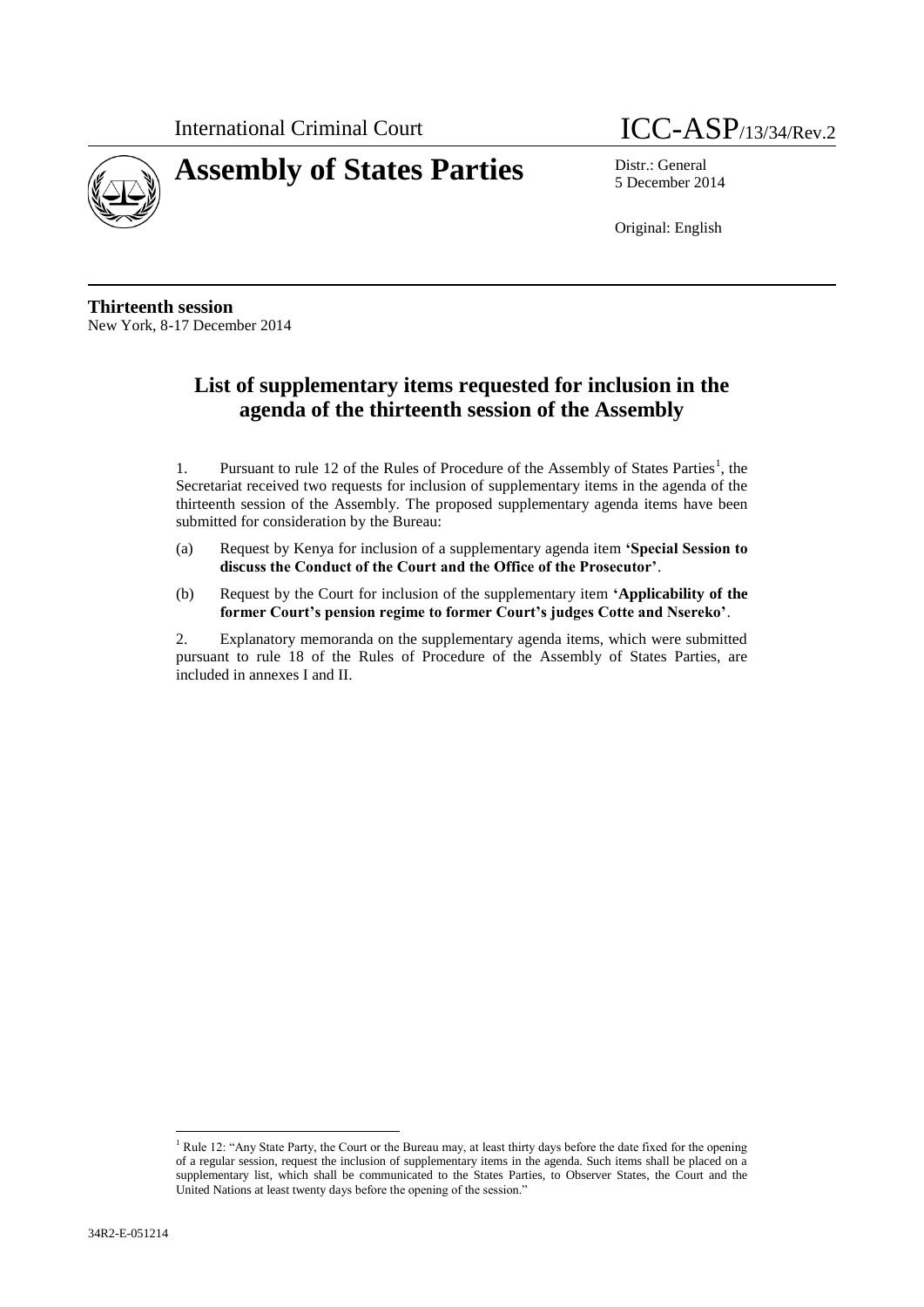International Criminal Court

ICC-ASP/13/34/Rev.2

# Assembly of States Parties

Distr.: General
5 December 2014

Original: English

**Thirteenth session**
New York, 8-17 December 2014

## List of supplementary items requested for inclusion in the agenda of the thirteenth session of the Assembly

1. Pursuant to rule 12 of the Rules of Procedure of the Assembly of States Parties[1], the Secretariat received two requests for inclusion of supplementary items in the agenda of the thirteenth session of the Assembly. The proposed supplementary agenda items have been submitted for consideration by the Bureau:

(a) Request by Kenya for inclusion of a supplementary agenda item **'Special Session to discuss the Conduct of the Court and the Office of the Prosecutor'**.

(b) Request by the Court for inclusion of the supplementary item **'Applicability of the former Court's pension regime to former Court's judges Cotte and Nsereko'**.

2. Explanatory memoranda on the supplementary agenda items, which were submitted pursuant to rule 18 of the Rules of Procedure of the Assembly of States Parties, are included in annexes I and II.

[1] Rule 12: "Any State Party, the Court or the Bureau may, at least thirty days before the date fixed for the opening of a regular session, request the inclusion of supplementary items in the agenda. Such items shall be placed on a supplementary list, which shall be communicated to the States Parties, to Observer States, the Court and the United Nations at least twenty days before the opening of the session."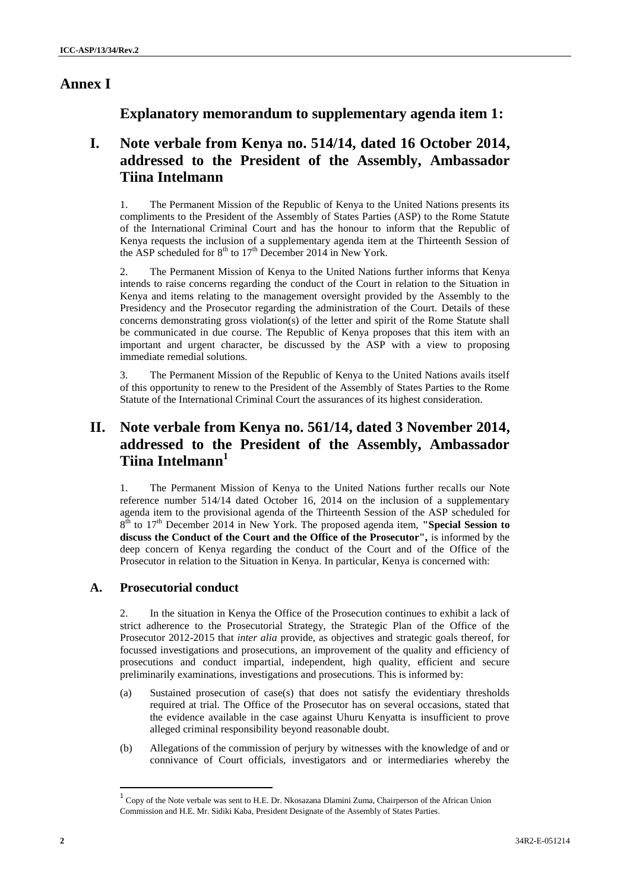# Annex I

## Explanatory memorandum to supplementary agenda item 1:

## I. Note verbale from Kenya no. 514/14, dated 16 October 2014, addressed to the President of the Assembly, Ambassador Tiina Intelmann

1. The Permanent Mission of the Republic of Kenya to the United Nations presents its compliments to the President of the Assembly of States Parties (ASP) to the Rome Statute of the International Criminal Court and has the honour to inform that the Republic of Kenya requests the inclusion of a supplementary agenda item at the Thirteenth Session of the ASP scheduled for 8th to 17th December 2014 in New York.

2. The Permanent Mission of Kenya to the United Nations further informs that Kenya intends to raise concerns regarding the conduct of the Court in relation to the Situation in Kenya and items relating to the management oversight provided by the Assembly to the Presidency and the Prosecutor regarding the administration of the Court. Details of these concerns demonstrating gross violation(s) of the letter and spirit of the Rome Statute shall be communicated in due course. The Republic of Kenya proposes that this item with an important and urgent character, be discussed by the ASP with a view to proposing immediate remedial solutions.

3. The Permanent Mission of the Republic of Kenya to the United Nations avails itself of this opportunity to renew to the President of the Assembly of States Parties to the Rome Statute of the International Criminal Court the assurances of its highest consideration.

## II. Note verbale from Kenya no. 561/14, dated 3 November 2014, addressed to the President of the Assembly, Ambassador Tiina Intelmann[1]

1. The Permanent Mission of Kenya to the United Nations further recalls our Note reference number 514/14 dated October 16, 2014 on the inclusion of a supplementary agenda item to the provisional agenda of the Thirteenth Session of the ASP scheduled for 8th to 17th December 2014 in New York. The proposed agenda item, **"Special Session to discuss the Conduct of the Court and the Office of the Prosecutor",** is informed by the deep concern of Kenya regarding the conduct of the Court and of the Office of the Prosecutor in relation to the Situation in Kenya. In particular, Kenya is concerned with:

### A. Prosecutorial conduct

2. In the situation in Kenya the Office of the Prosecution continues to exhibit a lack of strict adherence to the Prosecutorial Strategy, the Strategic Plan of the Office of the Prosecutor 2012-2015 that *inter alia* provide, as objectives and strategic goals thereof, for focussed investigations and prosecutions, an improvement of the quality and efficiency of prosecutions and conduct impartial, independent, high quality, efficient and secure preliminarily examinations, investigations and prosecutions. This is informed by:

(a) Sustained prosecution of case(s) that does not satisfy the evidentiary thresholds required at trial. The Office of the Prosecutor has on several occasions, stated that the evidence available in the case against Uhuru Kenyatta is insufficient to prove alleged criminal responsibility beyond reasonable doubt.

(b) Allegations of the commission of perjury by witnesses with the knowledge of and or connivance of Court officials, investigators and or intermediaries whereby the

[1] Copy of the Note verbale was sent to H.E. Dr. Nkosazana Dlamini Zuma, Chairperson of the African Union Commission and H.E. Mr. Sidiki Kaba, President Designate of the Assembly of States Parties.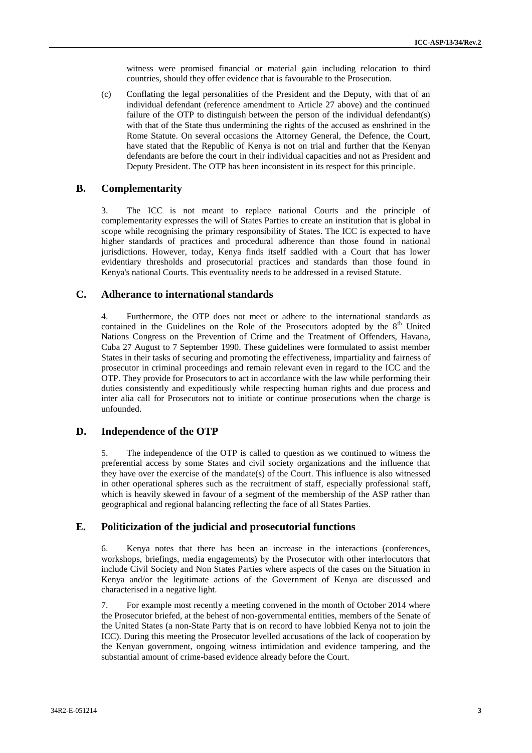witness were promised financial or material gain including relocation to third countries, should they offer evidence that is favourable to the Prosecution.

(c) Conflating the legal personalities of the President and the Deputy, with that of an individual defendant (reference amendment to Article 27 above) and the continued failure of the OTP to distinguish between the person of the individual defendant(s) with that of the State thus undermining the rights of the accused as enshrined in the Rome Statute. On several occasions the Attorney General, the Defence, the Court, have stated that the Republic of Kenya is not on trial and further that the Kenyan defendants are before the court in their individual capacities and not as President and Deputy President. The OTP has been inconsistent in its respect for this principle.

## B. Complementarity

3. The ICC is not meant to replace national Courts and the principle of complementarity expresses the will of States Parties to create an institution that is global in scope while recognising the primary responsibility of States. The ICC is expected to have higher standards of practices and procedural adherence than those found in national jurisdictions. However, today, Kenya finds itself saddled with a Court that has lower evidentiary thresholds and prosecutorial practices and standards than those found in Kenya's national Courts. This eventuality needs to be addressed in a revised Statute.

## C. Adherance to international standards

4. Furthermore, the OTP does not meet or adhere to the international standards as contained in the Guidelines on the Role of the Prosecutors adopted by the 8th United Nations Congress on the Prevention of Crime and the Treatment of Offenders, Havana, Cuba 27 August to 7 September 1990. These guidelines were formulated to assist member States in their tasks of securing and promoting the effectiveness, impartiality and fairness of prosecutor in criminal proceedings and remain relevant even in regard to the ICC and the OTP. They provide for Prosecutors to act in accordance with the law while performing their duties consistently and expeditiously while respecting human rights and due process and inter alia call for Prosecutors not to initiate or continue prosecutions when the charge is unfounded.

## D. Independence of the OTP

5. The independence of the OTP is called to question as we continued to witness the preferential access by some States and civil society organizations and the influence that they have over the exercise of the mandate(s) of the Court. This influence is also witnessed in other operational spheres such as the recruitment of staff, especially professional staff, which is heavily skewed in favour of a segment of the membership of the ASP rather than geographical and regional balancing reflecting the face of all States Parties.

## E. Politicization of the judicial and prosecutorial functions

6. Kenya notes that there has been an increase in the interactions (conferences, workshops, briefings, media engagements) by the Prosecutor with other interlocutors that include Civil Society and Non States Parties where aspects of the cases on the Situation in Kenya and/or the legitimate actions of the Government of Kenya are discussed and characterised in a negative light.

7. For example most recently a meeting convened in the month of October 2014 where the Prosecutor briefed, at the behest of non-governmental entities, members of the Senate of the United States (a non-State Party that is on record to have lobbied Kenya not to join the ICC). During this meeting the Prosecutor levelled accusations of the lack of cooperation by the Kenyan government, ongoing witness intimidation and evidence tampering, and the substantial amount of crime-based evidence already before the Court.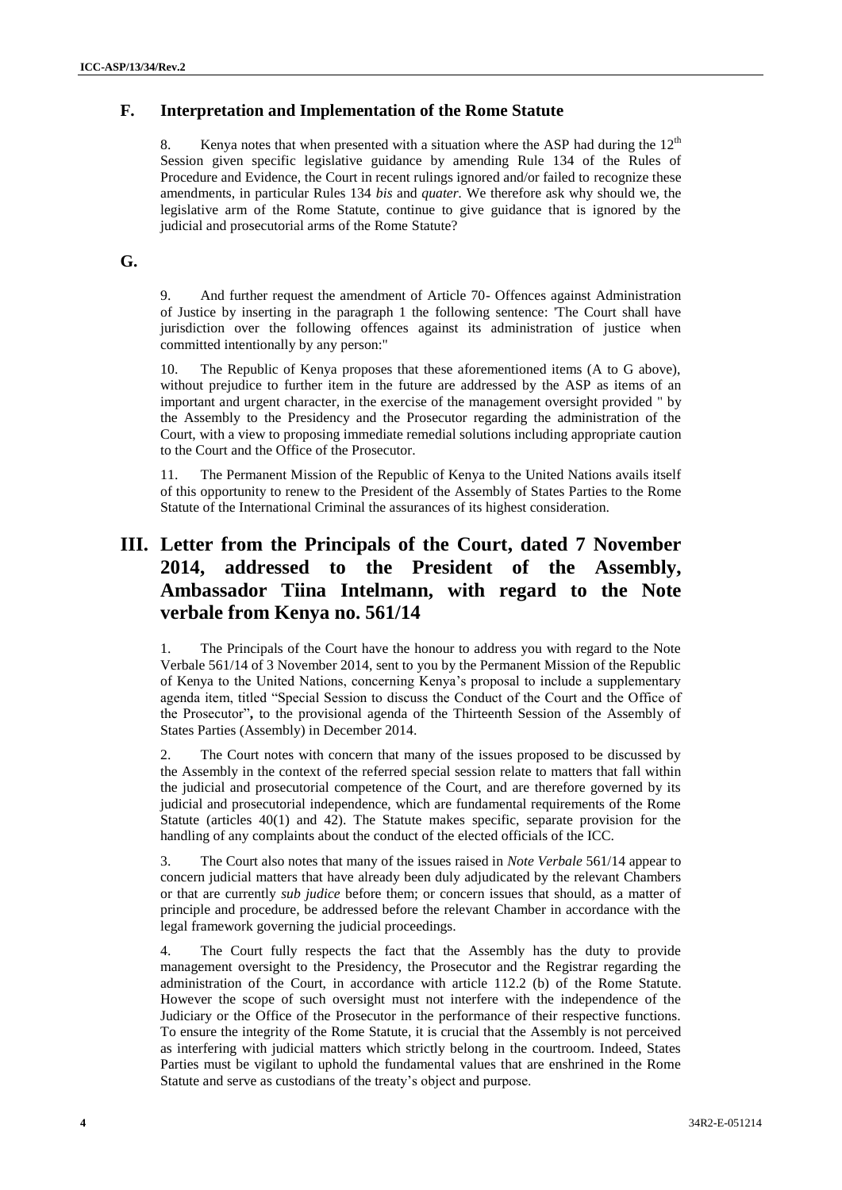## F. Interpretation and Implementation of the Rome Statute

8. Kenya notes that when presented with a situation where the ASP had during the 12th Session given specific legislative guidance by amending Rule 134 of the Rules of Procedure and Evidence, the Court in recent rulings ignored and/or failed to recognize these amendments, in particular Rules 134 *bis* and *quater.* We therefore ask why should we, the legislative arm of the Rome Statute, continue to give guidance that is ignored by the judicial and prosecutorial arms of the Rome Statute?

## G.

9. And further request the amendment of Article 70- Offences against Administration of Justice by inserting in the paragraph 1 the following sentence: 'The Court shall have jurisdiction over the following offences against its administration of justice when committed intentionally by any person:"

10. The Republic of Kenya proposes that these aforementioned items (A to G above), without prejudice to further item in the future are addressed by the ASP as items of an important and urgent character, in the exercise of the management oversight provided " by the Assembly to the Presidency and the Prosecutor regarding the administration of the Court, with a view to proposing immediate remedial solutions including appropriate caution to the Court and the Office of the Prosecutor.

11. The Permanent Mission of the Republic of Kenya to the United Nations avails itself of this opportunity to renew to the President of the Assembly of States Parties to the Rome Statute of the International Criminal the assurances of its highest consideration.

# III. Letter from the Principals of the Court, dated 7 November 2014, addressed to the President of the Assembly, Ambassador Tiina Intelmann, with regard to the Note verbale from Kenya no. 561/14

1. The Principals of the Court have the honour to address you with regard to the Note Verbale 561/14 of 3 November 2014, sent to you by the Permanent Mission of the Republic of Kenya to the United Nations, concerning Kenya's proposal to include a supplementary agenda item, titled "Special Session to discuss the Conduct of the Court and the Office of the Prosecutor"**,** to the provisional agenda of the Thirteenth Session of the Assembly of States Parties (Assembly) in December 2014.

2. The Court notes with concern that many of the issues proposed to be discussed by the Assembly in the context of the referred special session relate to matters that fall within the judicial and prosecutorial competence of the Court, and are therefore governed by its judicial and prosecutorial independence, which are fundamental requirements of the Rome Statute (articles 40(1) and 42). The Statute makes specific, separate provision for the handling of any complaints about the conduct of the elected officials of the ICC.

3. The Court also notes that many of the issues raised in *Note Verbale* 561/14 appear to concern judicial matters that have already been duly adjudicated by the relevant Chambers or that are currently *sub judice* before them; or concern issues that should, as a matter of principle and procedure, be addressed before the relevant Chamber in accordance with the legal framework governing the judicial proceedings.

4. The Court fully respects the fact that the Assembly has the duty to provide management oversight to the Presidency, the Prosecutor and the Registrar regarding the administration of the Court, in accordance with article 112.2 (b) of the Rome Statute. However the scope of such oversight must not interfere with the independence of the Judiciary or the Office of the Prosecutor in the performance of their respective functions. To ensure the integrity of the Rome Statute, it is crucial that the Assembly is not perceived as interfering with judicial matters which strictly belong in the courtroom. Indeed, States Parties must be vigilant to uphold the fundamental values that are enshrined in the Rome Statute and serve as custodians of the treaty's object and purpose.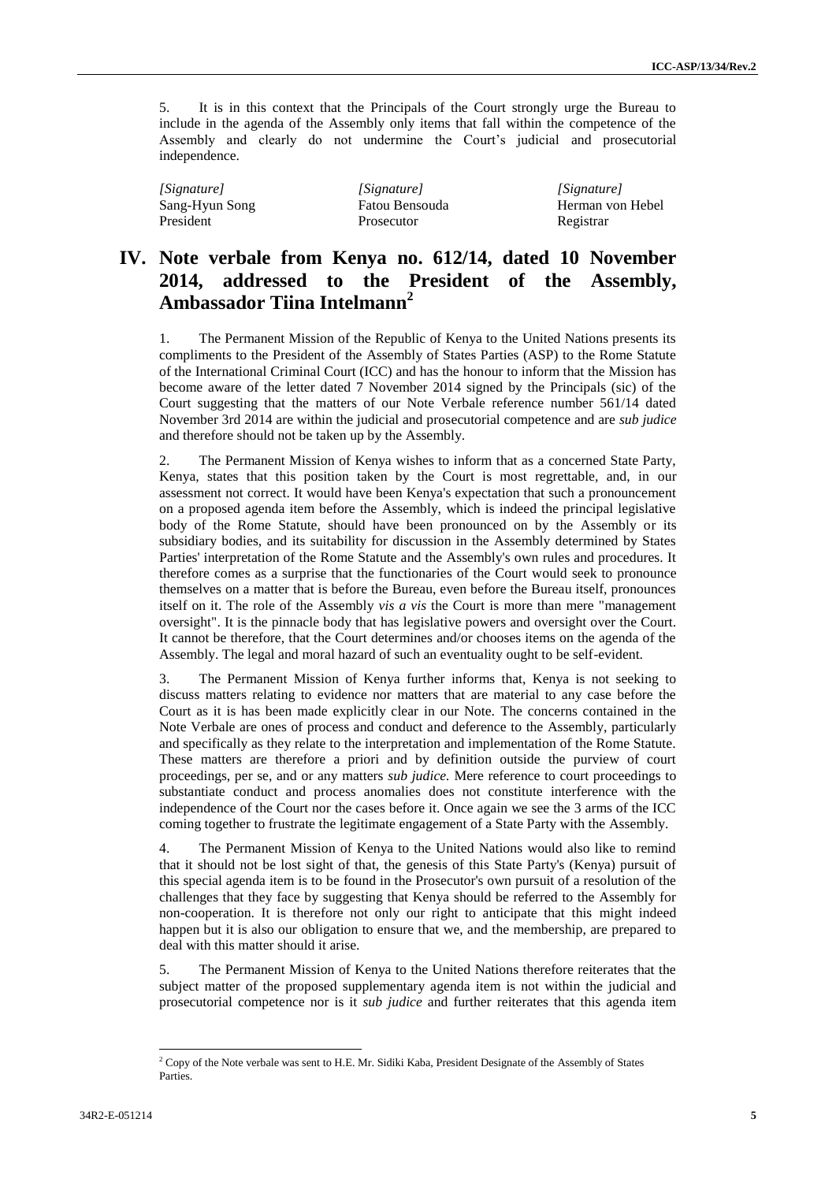5. It is in this context that the Principals of the Court strongly urge the Bureau to include in the agenda of the Assembly only items that fall within the competence of the Assembly and clearly do not undermine the Court's judicial and prosecutorial independence.

| *[Signature]* | *[Signature]* | *[Signature]* |
|---|---|---|
| Sang-Hyun Song | Fatou Bensouda | Herman von Hebel |
| President | Prosecutor | Registrar |

## IV. Note verbale from Kenya no. 612/14, dated 10 November 2014, addressed to the President of the Assembly, Ambassador Tiina Intelmann[2]

1. The Permanent Mission of the Republic of Kenya to the United Nations presents its compliments to the President of the Assembly of States Parties (ASP) to the Rome Statute of the International Criminal Court (ICC) and has the honour to inform that the Mission has become aware of the letter dated 7 November 2014 signed by the Principals (sic) of the Court suggesting that the matters of our Note Verbale reference number 561/14 dated November 3rd 2014 are within the judicial and prosecutorial competence and are *sub judice* and therefore should not be taken up by the Assembly.

2. The Permanent Mission of Kenya wishes to inform that as a concerned State Party, Kenya, states that this position taken by the Court is most regrettable, and, in our assessment not correct. It would have been Kenya's expectation that such a pronouncement on a proposed agenda item before the Assembly, which is indeed the principal legislative body of the Rome Statute, should have been pronounced on by the Assembly or its subsidiary bodies, and its suitability for discussion in the Assembly determined by States Parties' interpretation of the Rome Statute and the Assembly's own rules and procedures. It therefore comes as a surprise that the functionaries of the Court would seek to pronounce themselves on a matter that is before the Bureau, even before the Bureau itself, pronounces itself on it. The role of the Assembly *vis a vis* the Court is more than mere "management oversight". It is the pinnacle body that has legislative powers and oversight over the Court. It cannot be therefore, that the Court determines and/or chooses items on the agenda of the Assembly. The legal and moral hazard of such an eventuality ought to be self-evident.

3. The Permanent Mission of Kenya further informs that, Kenya is not seeking to discuss matters relating to evidence nor matters that are material to any case before the Court as it is has been made explicitly clear in our Note. The concerns contained in the Note Verbale are ones of process and conduct and deference to the Assembly, particularly and specifically as they relate to the interpretation and implementation of the Rome Statute. These matters are therefore a priori and by definition outside the purview of court proceedings, per se, and or any matters *sub judice.* Mere reference to court proceedings to substantiate conduct and process anomalies does not constitute interference with the independence of the Court nor the cases before it. Once again we see the 3 arms of the ICC coming together to frustrate the legitimate engagement of a State Party with the Assembly.

4. The Permanent Mission of Kenya to the United Nations would also like to remind that it should not be lost sight of that, the genesis of this State Party's (Kenya) pursuit of this special agenda item is to be found in the Prosecutor's own pursuit of a resolution of the challenges that they face by suggesting that Kenya should be referred to the Assembly for non-cooperation. It is therefore not only our right to anticipate that this might indeed happen but it is also our obligation to ensure that we, and the membership, are prepared to deal with this matter should it arise.

5. The Permanent Mission of Kenya to the United Nations therefore reiterates that the subject matter of the proposed supplementary agenda item is not within the judicial and prosecutorial competence nor is it *sub judice* and further reiterates that this agenda item

[2] Copy of the Note verbale was sent to H.E. Mr. Sidiki Kaba, President Designate of the Assembly of States Parties.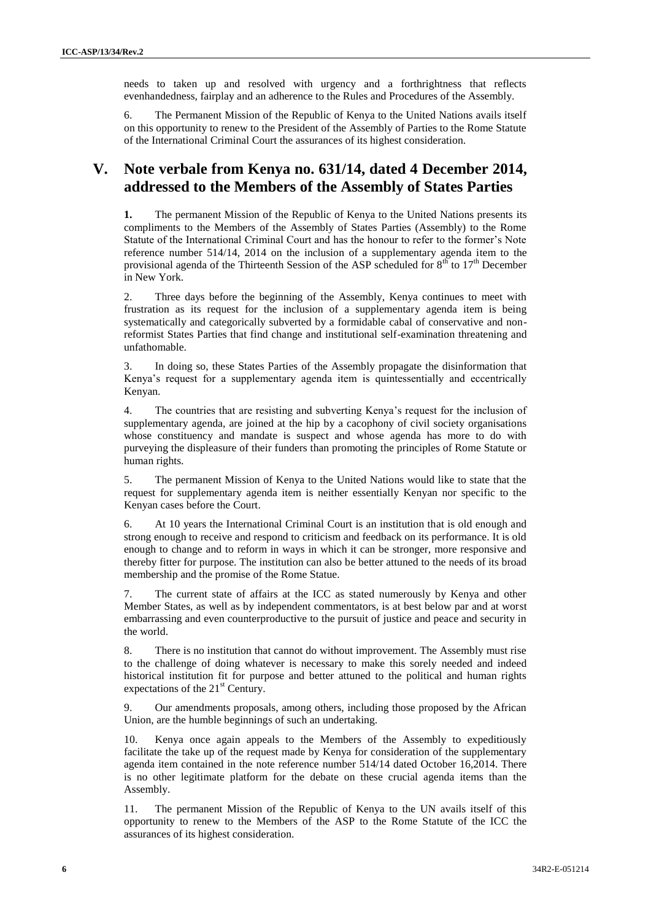needs to taken up and resolved with urgency and a forthrightness that reflects evenhandedness, fairplay and an adherence to the Rules and Procedures of the Assembly.

6. The Permanent Mission of the Republic of Kenya to the United Nations avails itself on this opportunity to renew to the President of the Assembly of Parties to the Rome Statute of the International Criminal Court the assurances of its highest consideration.

## V. Note verbale from Kenya no. 631/14, dated 4 December 2014, addressed to the Members of the Assembly of States Parties

**1.** The permanent Mission of the Republic of Kenya to the United Nations presents its compliments to the Members of the Assembly of States Parties (Assembly) to the Rome Statute of the International Criminal Court and has the honour to refer to the former's Note reference number 514/14, 2014 on the inclusion of a supplementary agenda item to the provisional agenda of the Thirteenth Session of the ASP scheduled for 8th to 17th December in New York.

2. Three days before the beginning of the Assembly, Kenya continues to meet with frustration as its request for the inclusion of a supplementary agenda item is being systematically and categorically subverted by a formidable cabal of conservative and non-reformist States Parties that find change and institutional self-examination threatening and unfathomable.

3. In doing so, these States Parties of the Assembly propagate the disinformation that Kenya's request for a supplementary agenda item is quintessentially and eccentrically Kenyan.

4. The countries that are resisting and subverting Kenya's request for the inclusion of supplementary agenda, are joined at the hip by a cacophony of civil society organisations whose constituency and mandate is suspect and whose agenda has more to do with purveying the displeasure of their funders than promoting the principles of Rome Statute or human rights.

5. The permanent Mission of Kenya to the United Nations would like to state that the request for supplementary agenda item is neither essentially Kenyan nor specific to the Kenyan cases before the Court.

6. At 10 years the International Criminal Court is an institution that is old enough and strong enough to receive and respond to criticism and feedback on its performance. It is old enough to change and to reform in ways in which it can be stronger, more responsive and thereby fitter for purpose. The institution can also be better attuned to the needs of its broad membership and the promise of the Rome Statue.

7. The current state of affairs at the ICC as stated numerously by Kenya and other Member States, as well as by independent commentators, is at best below par and at worst embarrassing and even counterproductive to the pursuit of justice and peace and security in the world.

8. There is no institution that cannot do without improvement. The Assembly must rise to the challenge of doing whatever is necessary to make this sorely needed and indeed historical institution fit for purpose and better attuned to the political and human rights expectations of the 21st Century.

9. Our amendments proposals, among others, including those proposed by the African Union, are the humble beginnings of such an undertaking.

10. Kenya once again appeals to the Members of the Assembly to expeditiously facilitate the take up of the request made by Kenya for consideration of the supplementary agenda item contained in the note reference number 514/14 dated October 16,2014. There is no other legitimate platform for the debate on these crucial agenda items than the Assembly.

11. The permanent Mission of the Republic of Kenya to the UN avails itself of this opportunity to renew to the Members of the ASP to the Rome Statute of the ICC the assurances of its highest consideration.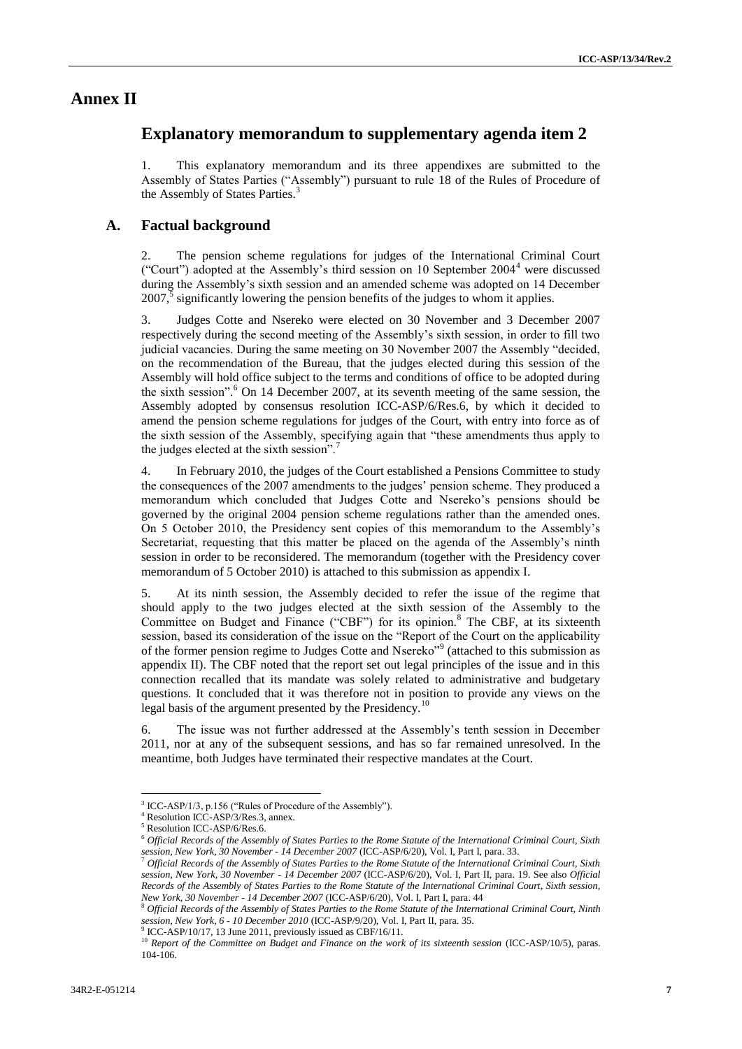# Annex II

## Explanatory memorandum to supplementary agenda item 2

1. This explanatory memorandum and its three appendixes are submitted to the Assembly of States Parties ("Assembly") pursuant to rule 18 of the Rules of Procedure of the Assembly of States Parties.[3]

### A. Factual background

2. The pension scheme regulations for judges of the International Criminal Court ("Court") adopted at the Assembly's third session on 10 September 2004[4] were discussed during the Assembly's sixth session and an amended scheme was adopted on 14 December 2007,[5] significantly lowering the pension benefits of the judges to whom it applies.

3. Judges Cotte and Nsereko were elected on 30 November and 3 December 2007 respectively during the second meeting of the Assembly's sixth session, in order to fill two judicial vacancies. During the same meeting on 30 November 2007 the Assembly "decided, on the recommendation of the Bureau, that the judges elected during this session of the Assembly will hold office subject to the terms and conditions of office to be adopted during the sixth session".[6] On 14 December 2007, at its seventh meeting of the same session, the Assembly adopted by consensus resolution ICC-ASP/6/Res.6, by which it decided to amend the pension scheme regulations for judges of the Court, with entry into force as of the sixth session of the Assembly, specifying again that "these amendments thus apply to the judges elected at the sixth session".[7]

4. In February 2010, the judges of the Court established a Pensions Committee to study the consequences of the 2007 amendments to the judges' pension scheme. They produced a memorandum which concluded that Judges Cotte and Nsereko's pensions should be governed by the original 2004 pension scheme regulations rather than the amended ones. On 5 October 2010, the Presidency sent copies of this memorandum to the Assembly's Secretariat, requesting that this matter be placed on the agenda of the Assembly's ninth session in order to be reconsidered. The memorandum (together with the Presidency cover memorandum of 5 October 2010) is attached to this submission as appendix I.

5. At its ninth session, the Assembly decided to refer the issue of the regime that should apply to the two judges elected at the sixth session of the Assembly to the Committee on Budget and Finance ("CBF") for its opinion.[8] The CBF, at its sixteenth session, based its consideration of the issue on the "Report of the Court on the applicability of the former pension regime to Judges Cotte and Nsereko"[9] (attached to this submission as appendix II). The CBF noted that the report set out legal principles of the issue and in this connection recalled that its mandate was solely related to administrative and budgetary questions. It concluded that it was therefore not in position to provide any views on the legal basis of the argument presented by the Presidency.[10]

6. The issue was not further addressed at the Assembly's tenth session in December 2011, nor at any of the subsequent sessions, and has so far remained unresolved. In the meantime, both Judges have terminated their respective mandates at the Court.

---

[3] ICC-ASP/1/3, p.156 ("Rules of Procedure of the Assembly").

[4] Resolution ICC-ASP/3/Res.3, annex.

[5] Resolution ICC-ASP/6/Res.6.

[6] *Official Records of the Assembly of States Parties to the Rome Statute of the International Criminal Court, Sixth session, New York, 30 November - 14 December 2007* (ICC-ASP/6/20), Vol. I, Part I, para. 33.

[7] *Official Records of the Assembly of States Parties to the Rome Statute of the International Criminal Court, Sixth session, New York, 30 November - 14 December 2007* (ICC-ASP/6/20), Vol. I, Part II, para. 19. See also *Official Records of the Assembly of States Parties to the Rome Statute of the International Criminal Court, Sixth session, New York, 30 November - 14 December 2007* (ICC-ASP/6/20), Vol. I, Part I, para. 44

[8] *Official Records of the Assembly of States Parties to the Rome Statute of the International Criminal Court, Ninth session, New York, 6 - 10 December 2010* (ICC-ASP/9/20), Vol. I, Part II, para. 35.

[9] ICC-ASP/10/17, 13 June 2011, previously issued as CBF/16/11.

[10] *Report of the Committee on Budget and Finance on the work of its sixteenth session* (ICC-ASP/10/5), paras. 104-106.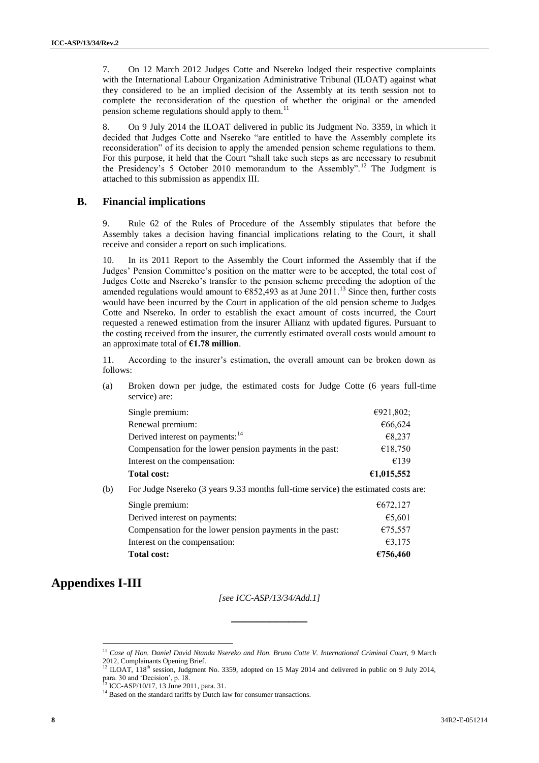7. On 12 March 2012 Judges Cotte and Nsereko lodged their respective complaints with the International Labour Organization Administrative Tribunal (ILOAT) against what they considered to be an implied decision of the Assembly at its tenth session not to complete the reconsideration of the question of whether the original or the amended pension scheme regulations should apply to them.[11]

8. On 9 July 2014 the ILOAT delivered in public its Judgment No. 3359, in which it decided that Judges Cotte and Nsereko "are entitled to have the Assembly complete its reconsideration" of its decision to apply the amended pension scheme regulations to them. For this purpose, it held that the Court "shall take such steps as are necessary to resubmit the Presidency's 5 October 2010 memorandum to the Assembly".[12] The Judgment is attached to this submission as appendix III.

## B. Financial implications

9. Rule 62 of the Rules of Procedure of the Assembly stipulates that before the Assembly takes a decision having financial implications relating to the Court, it shall receive and consider a report on such implications.

10. In its 2011 Report to the Assembly the Court informed the Assembly that if the Judges' Pension Committee's position on the matter were to be accepted, the total cost of Judges Cotte and Nsereko's transfer to the pension scheme preceding the adoption of the amended regulations would amount to €852,493 as at June 2011.[13] Since then, further costs would have been incurred by the Court in application of the old pension scheme to Judges Cotte and Nsereko. In order to establish the exact amount of costs incurred, the Court requested a renewed estimation from the insurer Allianz with updated figures. Pursuant to the costing received from the insurer, the currently estimated overall costs would amount to an approximate total of **€1.78 million**.

11. According to the insurer's estimation, the overall amount can be broken down as follows:

(a) Broken down per judge, the estimated costs for Judge Cotte (6 years full-time service) are:

| | |
|---|---|
| Single premium: | €921,802; |
| Renewal premium: | €66,624 |
| Derived interest on payments:[14] | €8,237 |
| Compensation for the lower pension payments in the past: | €18,750 |
| Interest on the compensation: | €139 |
| **Total cost:** | **€1,015,552** |

(b) For Judge Nsereko (3 years 9.33 months full-time service) the estimated costs are:

| | |
|---|---|
| Single premium: | €672,127 |
| Derived interest on payments: | €5,601 |
| Compensation for the lower pension payments in the past: | €75,557 |
| Interest on the compensation: | €3,175 |
| **Total cost:** | **€756,460** |

# Appendixes I-III

*[see ICC-ASP/13/34/Add.1]*

---

[11] *Case of Hon. Daniel David Ntanda Nsereko and Hon. Bruno Cotte V. International Criminal Court*, 9 March 2012, Complainants Opening Brief.

[12] ILOAT, 118th session, Judgment No. 3359, adopted on 15 May 2014 and delivered in public on 9 July 2014, para. 30 and 'Decision', p. 18.

[13] ICC-ASP/10/17, 13 June 2011, para. 31.

[14] Based on the standard tariffs by Dutch law for consumer transactions.